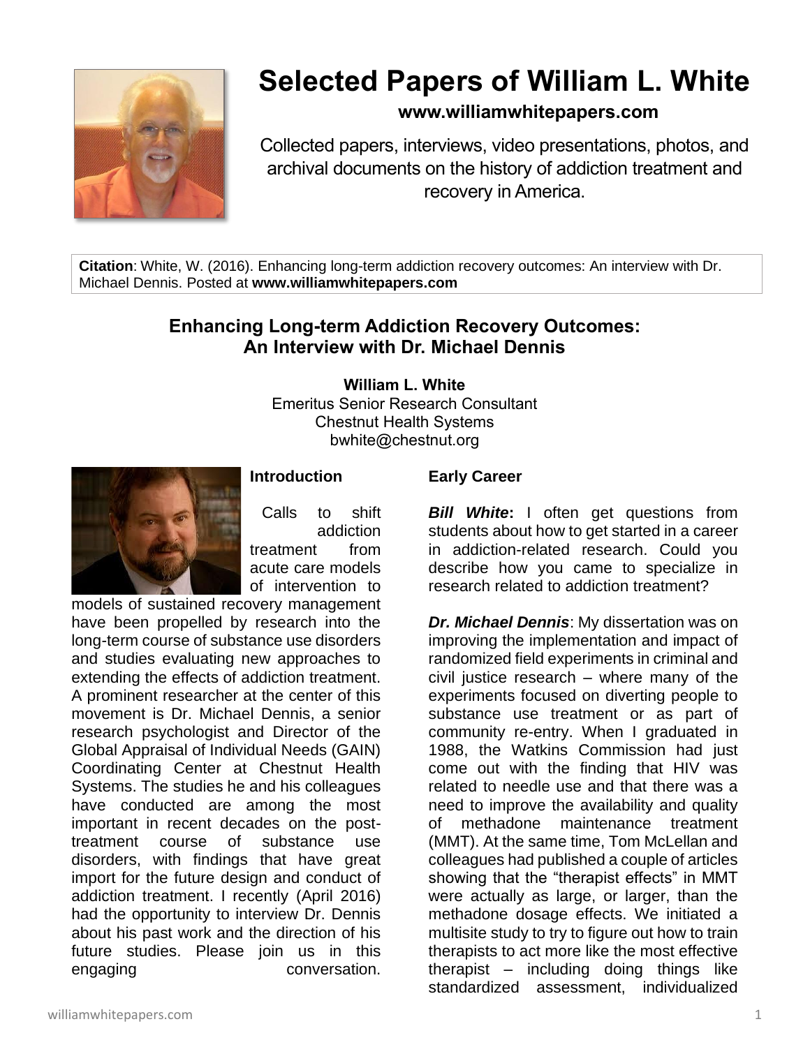# Selected Papers of William L. White

**www.williamwhitepapers.com**

Collected papers, interviews, video presentations, photos, and archival documents on the history of addiction treatment and recovery in America.

**Citation**: White, W. (2016). Enhancing long-term addiction recovery outcomes: An interview with Dr. Michael Dennis. Posted at **www.williamwhitepapers.com**

## Enhancing Long-term Addiction Recovery Outcomes: An Interview with Dr. Michael Dennis

**William L. White**
Emeritus Senior Research Consultant
Chestnut Health Systems
bwhite@chestnut.org

### Introduction

Calls to shift addiction treatment from acute care models of intervention to models of sustained recovery management have been propelled by research into the long-term course of substance use disorders and studies evaluating new approaches to extending the effects of addiction treatment. A prominent researcher at the center of this movement is Dr. Michael Dennis, a senior research psychologist and Director of the Global Appraisal of Individual Needs (GAIN) Coordinating Center at Chestnut Health Systems. The studies he and his colleagues have conducted are among the most important in recent decades on the post-treatment course of substance use disorders, with findings that have great import for the future design and conduct of addiction treatment. I recently (April 2016) had the opportunity to interview Dr. Dennis about his past work and the direction of his future studies. Please join us in this engaging conversation.

### Early Career

***Bill White*****:** I often get questions from students about how to get started in a career in addiction-related research. Could you describe how you came to specialize in research related to addiction treatment?

***Dr. Michael Dennis***: My dissertation was on improving the implementation and impact of randomized field experiments in criminal and civil justice research – where many of the experiments focused on diverting people to substance use treatment or as part of community re-entry. When I graduated in 1988, the Watkins Commission had just come out with the finding that HIV was related to needle use and that there was a need to improve the availability and quality of methadone maintenance treatment (MMT). At the same time, Tom McLellan and colleagues had published a couple of articles showing that the "therapist effects" in MMT were actually as large, or larger, than the methadone dosage effects. We initiated a multisite study to try to figure out how to train therapists to act more like the most effective therapist – including doing things like standardized assessment, individualized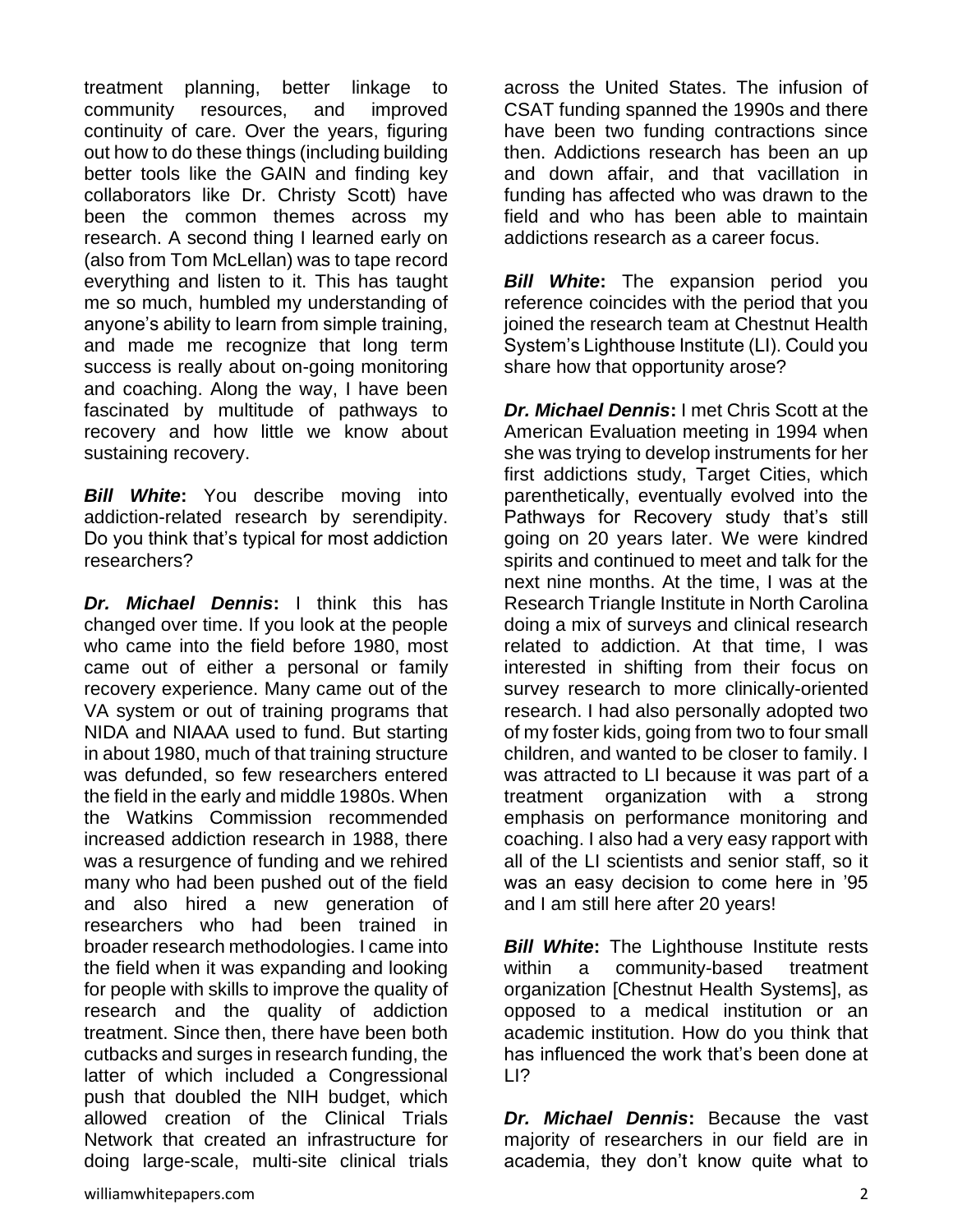treatment planning, better linkage to community resources, and improved continuity of care. Over the years, figuring out how to do these things (including building better tools like the GAIN and finding key collaborators like Dr. Christy Scott) have been the common themes across my research. A second thing I learned early on (also from Tom McLellan) was to tape record everything and listen to it. This has taught me so much, humbled my understanding of anyone's ability to learn from simple training, and made me recognize that long term success is really about on-going monitoring and coaching. Along the way, I have been fascinated by multitude of pathways to recovery and how little we know about sustaining recovery.

***Bill White*:** You describe moving into addiction-related research by serendipity. Do you think that's typical for most addiction researchers?

***Dr. Michael Dennis*:** I think this has changed over time. If you look at the people who came into the field before 1980, most came out of either a personal or family recovery experience. Many came out of the VA system or out of training programs that NIDA and NIAAA used to fund. But starting in about 1980, much of that training structure was defunded, so few researchers entered the field in the early and middle 1980s. When the Watkins Commission recommended increased addiction research in 1988, there was a resurgence of funding and we rehired many who had been pushed out of the field and also hired a new generation of researchers who had been trained in broader research methodologies. I came into the field when it was expanding and looking for people with skills to improve the quality of research and the quality of addiction treatment. Since then, there have been both cutbacks and surges in research funding, the latter of which included a Congressional push that doubled the NIH budget, which allowed creation of the Clinical Trials Network that created an infrastructure for doing large-scale, multi-site clinical trials across the United States. The infusion of CSAT funding spanned the 1990s and there have been two funding contractions since then. Addictions research has been an up and down affair, and that vacillation in funding has affected who was drawn to the field and who has been able to maintain addictions research as a career focus.

***Bill White*:** The expansion period you reference coincides with the period that you joined the research team at Chestnut Health System's Lighthouse Institute (LI). Could you share how that opportunity arose?

***Dr. Michael Dennis*:** I met Chris Scott at the American Evaluation meeting in 1994 when she was trying to develop instruments for her first addictions study, Target Cities, which parenthetically, eventually evolved into the Pathways for Recovery study that's still going on 20 years later. We were kindred spirits and continued to meet and talk for the next nine months. At the time, I was at the Research Triangle Institute in North Carolina doing a mix of surveys and clinical research related to addiction. At that time, I was interested in shifting from their focus on survey research to more clinically-oriented research. I had also personally adopted two of my foster kids, going from two to four small children, and wanted to be closer to family. I was attracted to LI because it was part of a treatment organization with a strong emphasis on performance monitoring and coaching. I also had a very easy rapport with all of the LI scientists and senior staff, so it was an easy decision to come here in '95 and I am still here after 20 years!

***Bill White*:** The Lighthouse Institute rests within a community-based treatment organization [Chestnut Health Systems], as opposed to a medical institution or an academic institution. How do you think that has influenced the work that's been done at LI?

***Dr. Michael Dennis*:** Because the vast majority of researchers in our field are in academia, they don't know quite what to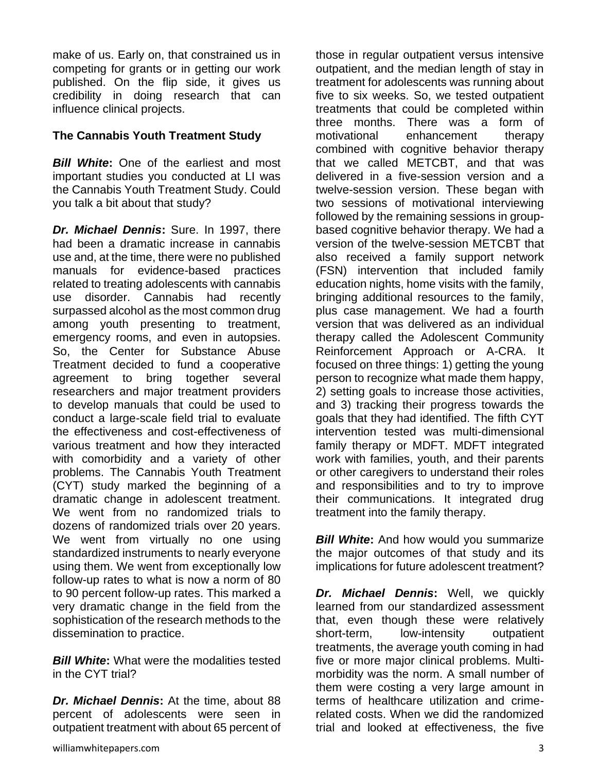make of us. Early on, that constrained us in competing for grants or in getting our work published. On the flip side, it gives us credibility in doing research that can influence clinical projects.

**The Cannabis Youth Treatment Study**

***Bill White*:** One of the earliest and most important studies you conducted at LI was the Cannabis Youth Treatment Study. Could you talk a bit about that study?

***Dr. Michael Dennis*:** Sure. In 1997, there had been a dramatic increase in cannabis use and, at the time, there were no published manuals for evidence-based practices related to treating adolescents with cannabis use disorder. Cannabis had recently surpassed alcohol as the most common drug among youth presenting to treatment, emergency rooms, and even in autopsies. So, the Center for Substance Abuse Treatment decided to fund a cooperative agreement to bring together several researchers and major treatment providers to develop manuals that could be used to conduct a large-scale field trial to evaluate the effectiveness and cost-effectiveness of various treatment and how they interacted with comorbidity and a variety of other problems. The Cannabis Youth Treatment (CYT) study marked the beginning of a dramatic change in adolescent treatment. We went from no randomized trials to dozens of randomized trials over 20 years. We went from virtually no one using standardized instruments to nearly everyone using them. We went from exceptionally low follow-up rates to what is now a norm of 80 to 90 percent follow-up rates. This marked a very dramatic change in the field from the sophistication of the research methods to the dissemination to practice.

***Bill White*:** What were the modalities tested in the CYT trial?

***Dr. Michael Dennis*:** At the time, about 88 percent of adolescents were seen in outpatient treatment with about 65 percent of those in regular outpatient versus intensive outpatient, and the median length of stay in treatment for adolescents was running about five to six weeks. So, we tested outpatient treatments that could be completed within three months. There was a form of motivational enhancement therapy combined with cognitive behavior therapy that we called METCBT, and that was delivered in a five-session version and a twelve-session version. These began with two sessions of motivational interviewing followed by the remaining sessions in group-based cognitive behavior therapy. We had a version of the twelve-session METCBT that also received a family support network (FSN) intervention that included family education nights, home visits with the family, bringing additional resources to the family, plus case management. We had a fourth version that was delivered as an individual therapy called the Adolescent Community Reinforcement Approach or A-CRA. It focused on three things: 1) getting the young person to recognize what made them happy, 2) setting goals to increase those activities, and 3) tracking their progress towards the goals that they had identified. The fifth CYT intervention tested was multi-dimensional family therapy or MDFT. MDFT integrated work with families, youth, and their parents or other caregivers to understand their roles and responsibilities and to try to improve their communications. It integrated drug treatment into the family therapy.

***Bill White*:** And how would you summarize the major outcomes of that study and its implications for future adolescent treatment?

***Dr. Michael Dennis*:** Well, we quickly learned from our standardized assessment that, even though these were relatively short-term, low-intensity outpatient treatments, the average youth coming in had five or more major clinical problems. Multi-morbidity was the norm. A small number of them were costing a very large amount in terms of healthcare utilization and crime-related costs. When we did the randomized trial and looked at effectiveness, the five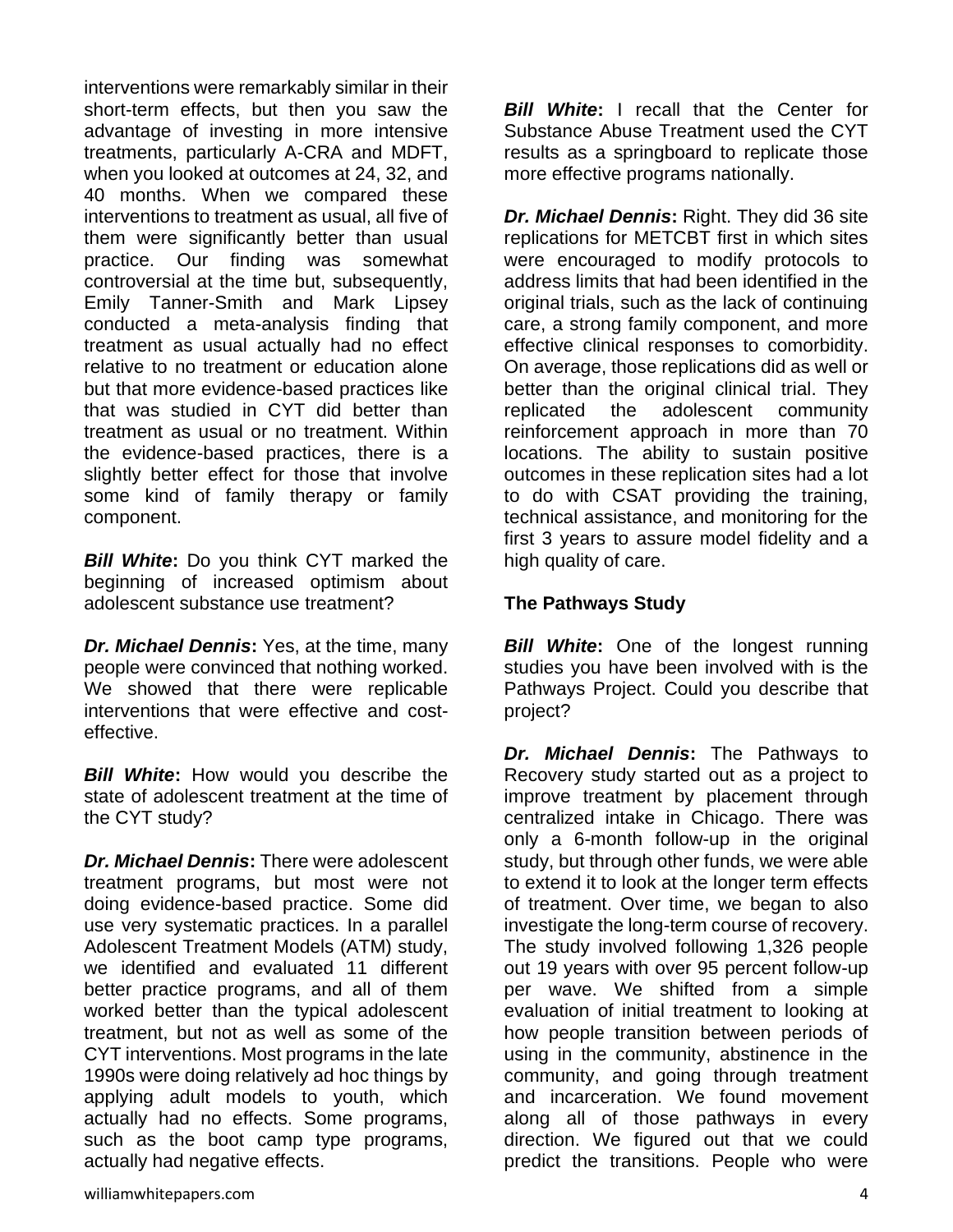interventions were remarkably similar in their short-term effects, but then you saw the advantage of investing in more intensive treatments, particularly A-CRA and MDFT, when you looked at outcomes at 24, 32, and 40 months. When we compared these interventions to treatment as usual, all five of them were significantly better than usual practice. Our finding was somewhat controversial at the time but, subsequently, Emily Tanner-Smith and Mark Lipsey conducted a meta-analysis finding that treatment as usual actually had no effect relative to no treatment or education alone but that more evidence-based practices like that was studied in CYT did better than treatment as usual or no treatment. Within the evidence-based practices, there is a slightly better effect for those that involve some kind of family therapy or family component.

***Bill White*:** Do you think CYT marked the beginning of increased optimism about adolescent substance use treatment?

***Dr. Michael Dennis*:** Yes, at the time, many people were convinced that nothing worked. We showed that there were replicable interventions that were effective and cost-effective.

***Bill White*:** How would you describe the state of adolescent treatment at the time of the CYT study?

***Dr. Michael Dennis*:** There were adolescent treatment programs, but most were not doing evidence-based practice. Some did use very systematic practices. In a parallel Adolescent Treatment Models (ATM) study, we identified and evaluated 11 different better practice programs, and all of them worked better than the typical adolescent treatment, but not as well as some of the CYT interventions. Most programs in the late 1990s were doing relatively ad hoc things by applying adult models to youth, which actually had no effects. Some programs, such as the boot camp type programs, actually had negative effects.

***Bill White*:** I recall that the Center for Substance Abuse Treatment used the CYT results as a springboard to replicate those more effective programs nationally.

***Dr. Michael Dennis*:** Right. They did 36 site replications for METCBT first in which sites were encouraged to modify protocols to address limits that had been identified in the original trials, such as the lack of continuing care, a strong family component, and more effective clinical responses to comorbidity. On average, those replications did as well or better than the original clinical trial. They replicated the adolescent community reinforcement approach in more than 70 locations. The ability to sustain positive outcomes in these replication sites had a lot to do with CSAT providing the training, technical assistance, and monitoring for the first 3 years to assure model fidelity and a high quality of care.

## The Pathways Study

***Bill White*:** One of the longest running studies you have been involved with is the Pathways Project. Could you describe that project?

***Dr. Michael Dennis*:** The Pathways to Recovery study started out as a project to improve treatment by placement through centralized intake in Chicago. There was only a 6-month follow-up in the original study, but through other funds, we were able to extend it to look at the longer term effects of treatment. Over time, we began to also investigate the long-term course of recovery. The study involved following 1,326 people out 19 years with over 95 percent follow-up per wave. We shifted from a simple evaluation of initial treatment to looking at how people transition between periods of using in the community, abstinence in the community, and going through treatment and incarceration. We found movement along all of those pathways in every direction. We figured out that we could predict the transitions. People who were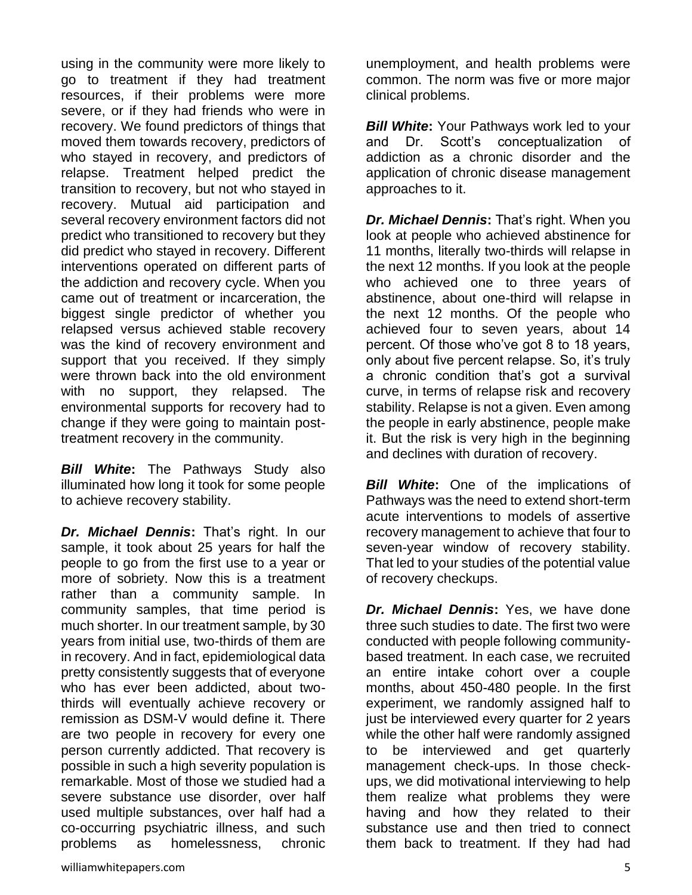using in the community were more likely to go to treatment if they had treatment resources, if their problems were more severe, or if they had friends who were in recovery. We found predictors of things that moved them towards recovery, predictors of who stayed in recovery, and predictors of relapse. Treatment helped predict the transition to recovery, but not who stayed in recovery. Mutual aid participation and several recovery environment factors did not predict who transitioned to recovery but they did predict who stayed in recovery. Different interventions operated on different parts of the addiction and recovery cycle. When you came out of treatment or incarceration, the biggest single predictor of whether you relapsed versus achieved stable recovery was the kind of recovery environment and support that you received. If they simply were thrown back into the old environment with no support, they relapsed. The environmental supports for recovery had to change if they were going to maintain post-treatment recovery in the community.

***Bill White*:** The Pathways Study also illuminated how long it took for some people to achieve recovery stability.

***Dr. Michael Dennis*:** That's right. In our sample, it took about 25 years for half the people to go from the first use to a year or more of sobriety. Now this is a treatment rather than a community sample. In community samples, that time period is much shorter. In our treatment sample, by 30 years from initial use, two-thirds of them are in recovery. And in fact, epidemiological data pretty consistently suggests that of everyone who has ever been addicted, about two-thirds will eventually achieve recovery or remission as DSM-V would define it. There are two people in recovery for every one person currently addicted. That recovery is possible in such a high severity population is remarkable. Most of those we studied had a severe substance use disorder, over half used multiple substances, over half had a co-occurring psychiatric illness, and such problems as homelessness, chronic unemployment, and health problems were common. The norm was five or more major clinical problems.

***Bill White*:** Your Pathways work led to your and Dr. Scott's conceptualization of addiction as a chronic disorder and the application of chronic disease management approaches to it.

***Dr. Michael Dennis*:** That's right. When you look at people who achieved abstinence for 11 months, literally two-thirds will relapse in the next 12 months. If you look at the people who achieved one to three years of abstinence, about one-third will relapse in the next 12 months. Of the people who achieved four to seven years, about 14 percent. Of those who've got 8 to 18 years, only about five percent relapse. So, it's truly a chronic condition that's got a survival curve, in terms of relapse risk and recovery stability. Relapse is not a given. Even among the people in early abstinence, people make it. But the risk is very high in the beginning and declines with duration of recovery.

***Bill White*:** One of the implications of Pathways was the need to extend short-term acute interventions to models of assertive recovery management to achieve that four to seven-year window of recovery stability. That led to your studies of the potential value of recovery checkups.

***Dr. Michael Dennis*:** Yes, we have done three such studies to date. The first two were conducted with people following community-based treatment. In each case, we recruited an entire intake cohort over a couple months, about 450-480 people. In the first experiment, we randomly assigned half to just be interviewed every quarter for 2 years while the other half were randomly assigned to be interviewed and get quarterly management check-ups. In those check-ups, we did motivational interviewing to help them realize what problems they were having and how they related to their substance use and then tried to connect them back to treatment. If they had had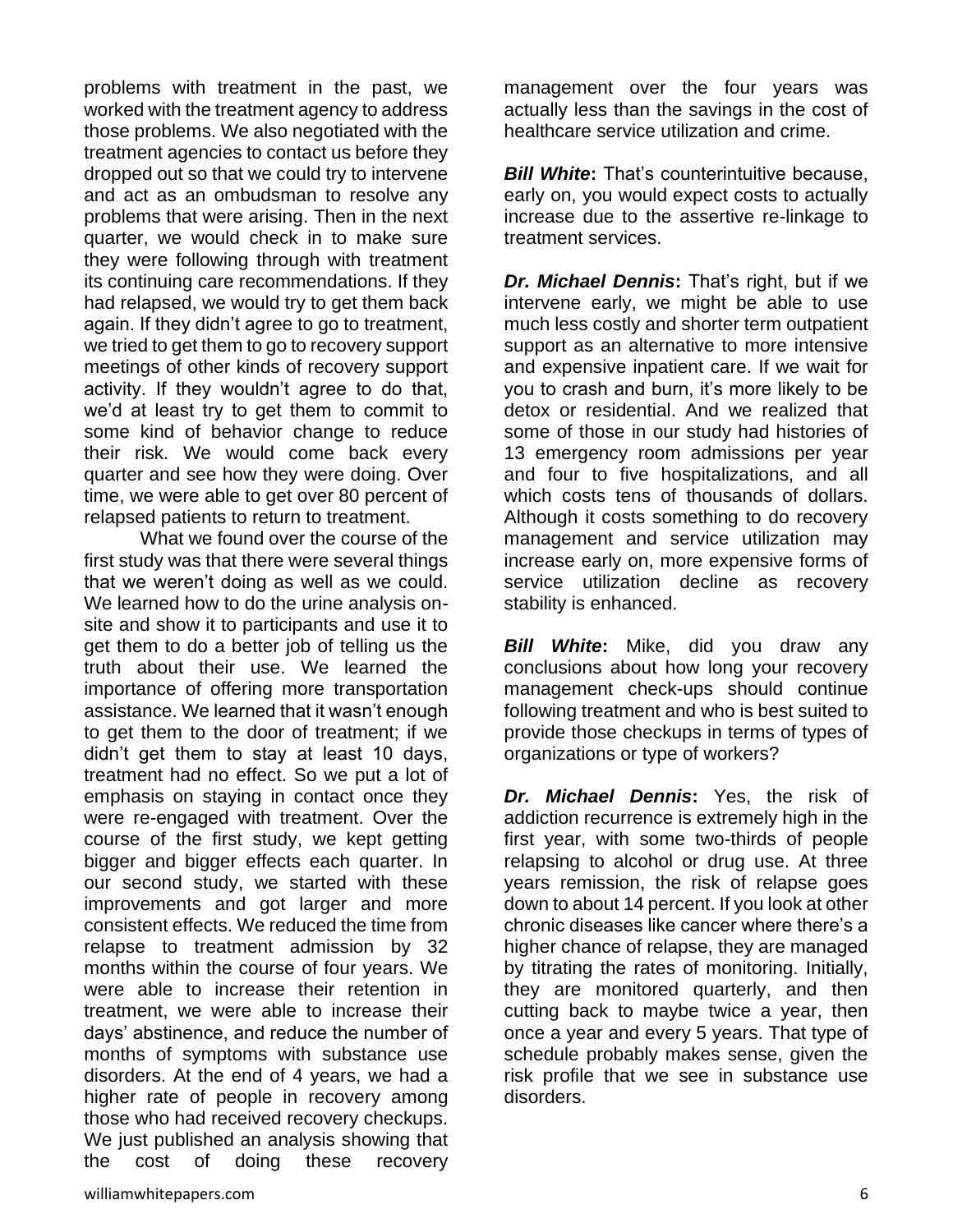problems with treatment in the past, we worked with the treatment agency to address those problems. We also negotiated with the treatment agencies to contact us before they dropped out so that we could try to intervene and act as an ombudsman to resolve any problems that were arising. Then in the next quarter, we would check in to make sure they were following through with treatment its continuing care recommendations. If they had relapsed, we would try to get them back again. If they didn't agree to go to treatment, we tried to get them to go to recovery support meetings of other kinds of recovery support activity. If they wouldn't agree to do that, we'd at least try to get them to commit to some kind of behavior change to reduce their risk. We would come back every quarter and see how they were doing. Over time, we were able to get over 80 percent of relapsed patients to return to treatment.

What we found over the course of the first study was that there were several things that we weren't doing as well as we could. We learned how to do the urine analysis on-site and show it to participants and use it to get them to do a better job of telling us the truth about their use. We learned the importance of offering more transportation assistance. We learned that it wasn't enough to get them to the door of treatment; if we didn't get them to stay at least 10 days, treatment had no effect. So we put a lot of emphasis on staying in contact once they were re-engaged with treatment. Over the course of the first study, we kept getting bigger and bigger effects each quarter. In our second study, we started with these improvements and got larger and more consistent effects. We reduced the time from relapse to treatment admission by 32 months within the course of four years. We were able to increase their retention in treatment, we were able to increase their days' abstinence, and reduce the number of months of symptoms with substance use disorders. At the end of 4 years, we had a higher rate of people in recovery among those who had received recovery checkups. We just published an analysis showing that the cost of doing these recovery management over the four years was actually less than the savings in the cost of healthcare service utilization and crime.

***Bill White*****:** That's counterintuitive because, early on, you would expect costs to actually increase due to the assertive re-linkage to treatment services.

***Dr. Michael Dennis*****:** That's right, but if we intervene early, we might be able to use much less costly and shorter term outpatient support as an alternative to more intensive and expensive inpatient care. If we wait for you to crash and burn, it's more likely to be detox or residential. And we realized that some of those in our study had histories of 13 emergency room admissions per year and four to five hospitalizations, and all which costs tens of thousands of dollars. Although it costs something to do recovery management and service utilization may increase early on, more expensive forms of service utilization decline as recovery stability is enhanced.

***Bill White*****:** Mike, did you draw any conclusions about how long your recovery management check-ups should continue following treatment and who is best suited to provide those checkups in terms of types of organizations or type of workers?

***Dr. Michael Dennis*****:** Yes, the risk of addiction recurrence is extremely high in the first year, with some two-thirds of people relapsing to alcohol or drug use. At three years remission, the risk of relapse goes down to about 14 percent. If you look at other chronic diseases like cancer where there's a higher chance of relapse, they are managed by titrating the rates of monitoring. Initially, they are monitored quarterly, and then cutting back to maybe twice a year, then once a year and every 5 years. That type of schedule probably makes sense, given the risk profile that we see in substance use disorders.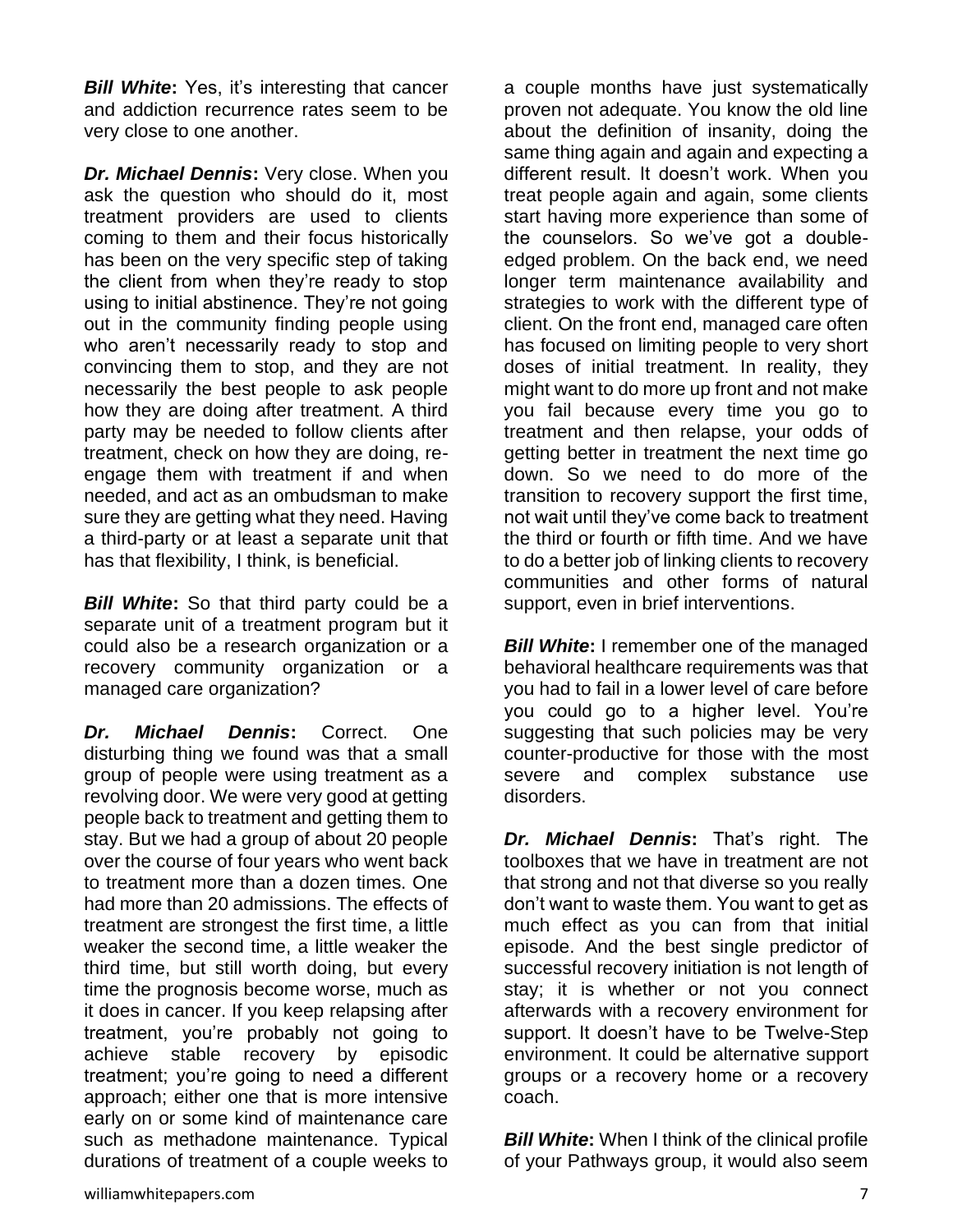***Bill White*:** Yes, it's interesting that cancer and addiction recurrence rates seem to be very close to one another.

***Dr. Michael Dennis*:** Very close. When you ask the question who should do it, most treatment providers are used to clients coming to them and their focus historically has been on the very specific step of taking the client from when they're ready to stop using to initial abstinence. They're not going out in the community finding people using who aren't necessarily ready to stop and convincing them to stop, and they are not necessarily the best people to ask people how they are doing after treatment. A third party may be needed to follow clients after treatment, check on how they are doing, re-engage them with treatment if and when needed, and act as an ombudsman to make sure they are getting what they need. Having a third-party or at least a separate unit that has that flexibility, I think, is beneficial.

***Bill White*:** So that third party could be a separate unit of a treatment program but it could also be a research organization or a recovery community organization or a managed care organization?

***Dr. Michael Dennis*:** Correct. One disturbing thing we found was that a small group of people were using treatment as a revolving door. We were very good at getting people back to treatment and getting them to stay. But we had a group of about 20 people over the course of four years who went back to treatment more than a dozen times. One had more than 20 admissions. The effects of treatment are strongest the first time, a little weaker the second time, a little weaker the third time, but still worth doing, but every time the prognosis become worse, much as it does in cancer. If you keep relapsing after treatment, you're probably not going to achieve stable recovery by episodic treatment; you're going to need a different approach; either one that is more intensive early on or some kind of maintenance care such as methadone maintenance. Typical durations of treatment of a couple weeks to a couple months have just systematically proven not adequate. You know the old line about the definition of insanity, doing the same thing again and again and expecting a different result. It doesn't work. When you treat people again and again, some clients start having more experience than some of the counselors. So we've got a double-edged problem. On the back end, we need longer term maintenance availability and strategies to work with the different type of client. On the front end, managed care often has focused on limiting people to very short doses of initial treatment. In reality, they might want to do more up front and not make you fail because every time you go to treatment and then relapse, your odds of getting better in treatment the next time go down. So we need to do more of the transition to recovery support the first time, not wait until they've come back to treatment the third or fourth or fifth time. And we have to do a better job of linking clients to recovery communities and other forms of natural support, even in brief interventions.

***Bill White*:** I remember one of the managed behavioral healthcare requirements was that you had to fail in a lower level of care before you could go to a higher level. You're suggesting that such policies may be very counter-productive for those with the most severe and complex substance use disorders.

***Dr. Michael Dennis*:** That's right. The toolboxes that we have in treatment are not that strong and not that diverse so you really don't want to waste them. You want to get as much effect as you can from that initial episode. And the best single predictor of successful recovery initiation is not length of stay; it is whether or not you connect afterwards with a recovery environment for support. It doesn't have to be Twelve-Step environment. It could be alternative support groups or a recovery home or a recovery coach.

***Bill White*:** When I think of the clinical profile of your Pathways group, it would also seem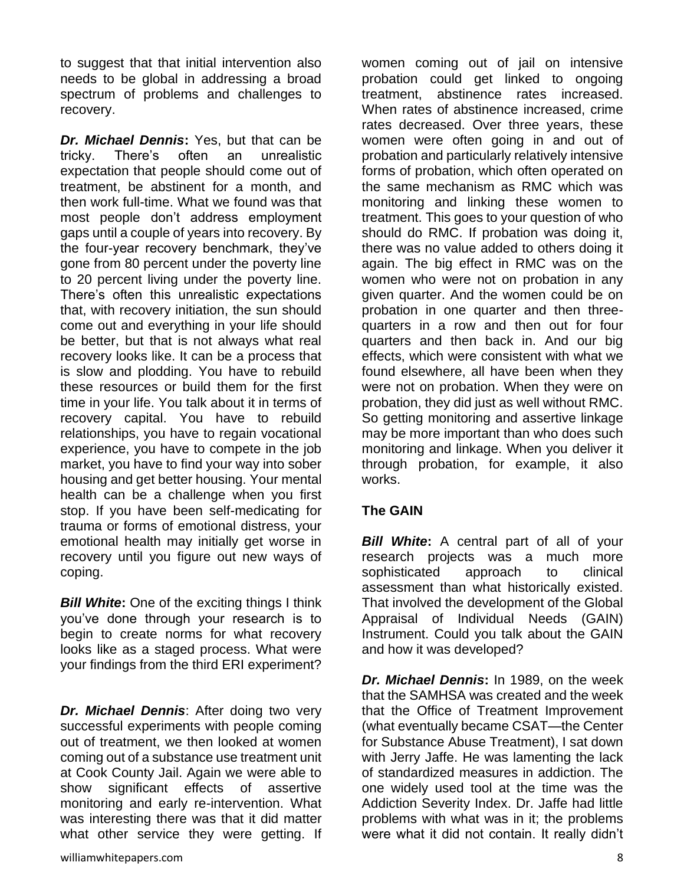to suggest that that initial intervention also needs to be global in addressing a broad spectrum of problems and challenges to recovery.

***Dr. Michael Dennis*:** Yes, but that can be tricky. There's often an unrealistic expectation that people should come out of treatment, be abstinent for a month, and then work full-time. What we found was that most people don't address employment gaps until a couple of years into recovery. By the four-year recovery benchmark, they've gone from 80 percent under the poverty line to 20 percent living under the poverty line. There's often this unrealistic expectations that, with recovery initiation, the sun should come out and everything in your life should be better, but that is not always what real recovery looks like. It can be a process that is slow and plodding. You have to rebuild these resources or build them for the first time in your life. You talk about it in terms of recovery capital. You have to rebuild relationships, you have to regain vocational experience, you have to compete in the job market, you have to find your way into sober housing and get better housing. Your mental health can be a challenge when you first stop. If you have been self-medicating for trauma or forms of emotional distress, your emotional health may initially get worse in recovery until you figure out new ways of coping.

***Bill White*:** One of the exciting things I think you've done through your research is to begin to create norms for what recovery looks like as a staged process. What were your findings from the third ERI experiment?

***Dr. Michael Dennis***: After doing two very successful experiments with people coming out of treatment, we then looked at women coming out of a substance use treatment unit at Cook County Jail. Again we were able to show significant effects of assertive monitoring and early re-intervention. What was interesting there was that it did matter what other service they were getting. If women coming out of jail on intensive probation could get linked to ongoing treatment, abstinence rates increased. When rates of abstinence increased, crime rates decreased. Over three years, these women were often going in and out of probation and particularly relatively intensive forms of probation, which often operated on the same mechanism as RMC which was monitoring and linking these women to treatment. This goes to your question of who should do RMC. If probation was doing it, there was no value added to others doing it again. The big effect in RMC was on the women who were not on probation in any given quarter. And the women could be on probation in one quarter and then three-quarters in a row and then out for four quarters and then back in. And our big effects, which were consistent with what we found elsewhere, all have been when they were not on probation. When they were on probation, they did just as well without RMC. So getting monitoring and assertive linkage may be more important than who does such monitoring and linkage. When you deliver it through probation, for example, it also works.

**The GAIN**

***Bill White*:** A central part of all of your research projects was a much more sophisticated approach to clinical assessment than what historically existed. That involved the development of the Global Appraisal of Individual Needs (GAIN) Instrument. Could you talk about the GAIN and how it was developed?

***Dr. Michael Dennis*:** In 1989, on the week that the SAMHSA was created and the week that the Office of Treatment Improvement (what eventually became CSAT—the Center for Substance Abuse Treatment), I sat down with Jerry Jaffe. He was lamenting the lack of standardized measures in addiction. The one widely used tool at the time was the Addiction Severity Index. Dr. Jaffe had little problems with what was in it; the problems were what it did not contain. It really didn't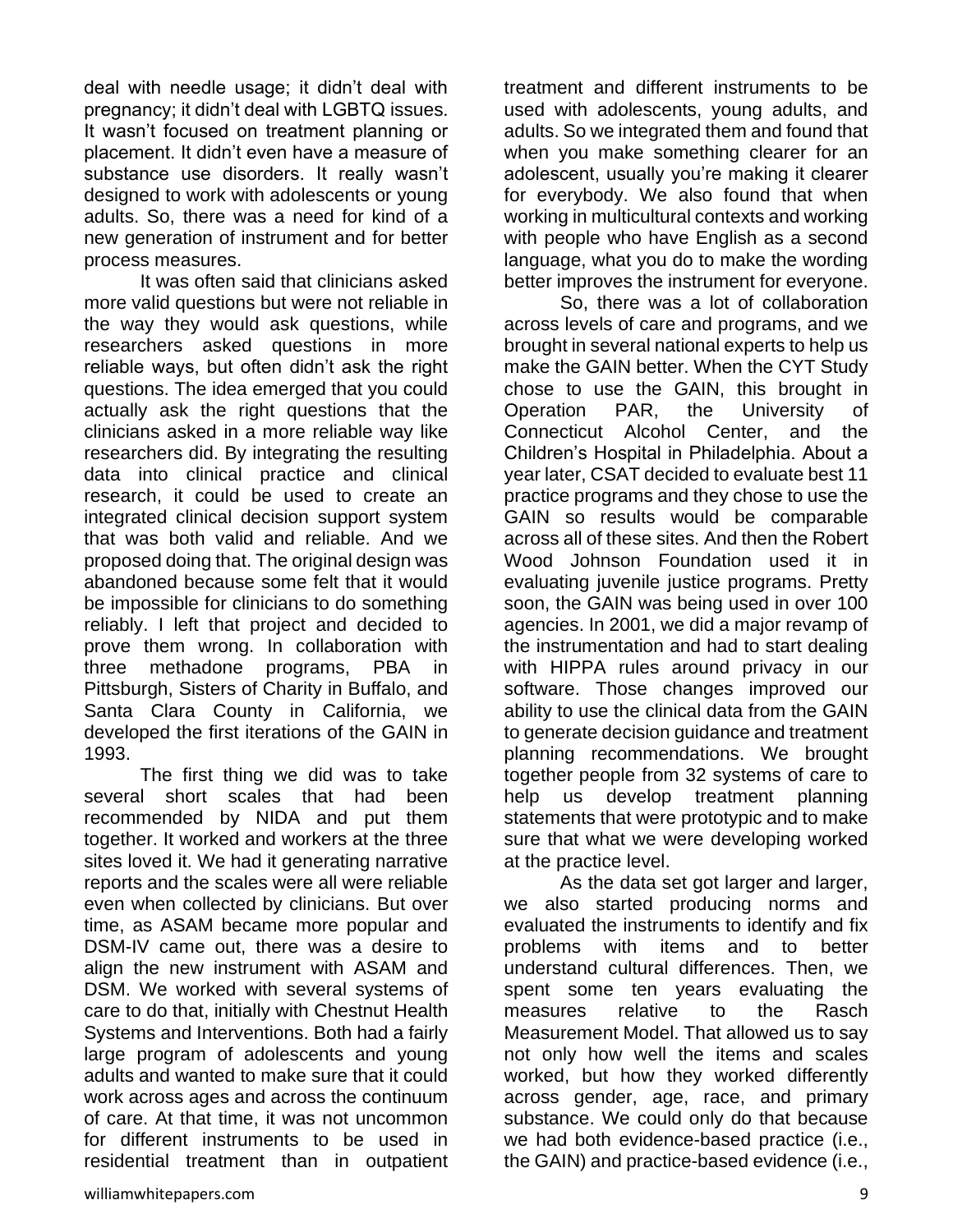deal with needle usage; it didn't deal with pregnancy; it didn't deal with LGBTQ issues. It wasn't focused on treatment planning or placement. It didn't even have a measure of substance use disorders. It really wasn't designed to work with adolescents or young adults. So, there was a need for kind of a new generation of instrument and for better process measures.

It was often said that clinicians asked more valid questions but were not reliable in the way they would ask questions, while researchers asked questions in more reliable ways, but often didn't ask the right questions. The idea emerged that you could actually ask the right questions that the clinicians asked in a more reliable way like researchers did. By integrating the resulting data into clinical practice and clinical research, it could be used to create an integrated clinical decision support system that was both valid and reliable. And we proposed doing that. The original design was abandoned because some felt that it would be impossible for clinicians to do something reliably. I left that project and decided to prove them wrong. In collaboration with three methadone programs, PBA in Pittsburgh, Sisters of Charity in Buffalo, and Santa Clara County in California, we developed the first iterations of the GAIN in 1993.

The first thing we did was to take several short scales that had been recommended by NIDA and put them together. It worked and workers at the three sites loved it. We had it generating narrative reports and the scales were all were reliable even when collected by clinicians. But over time, as ASAM became more popular and DSM-IV came out, there was a desire to align the new instrument with ASAM and DSM. We worked with several systems of care to do that, initially with Chestnut Health Systems and Interventions. Both had a fairly large program of adolescents and young adults and wanted to make sure that it could work across ages and across the continuum of care. At that time, it was not uncommon for different instruments to be used in residential treatment than in outpatient treatment and different instruments to be used with adolescents, young adults, and adults. So we integrated them and found that when you make something clearer for an adolescent, usually you're making it clearer for everybody. We also found that when working in multicultural contexts and working with people who have English as a second language, what you do to make the wording better improves the instrument for everyone.

So, there was a lot of collaboration across levels of care and programs, and we brought in several national experts to help us make the GAIN better. When the CYT Study chose to use the GAIN, this brought in Operation PAR, the University of Connecticut Alcohol Center, and the Children's Hospital in Philadelphia. About a year later, CSAT decided to evaluate best 11 practice programs and they chose to use the GAIN so results would be comparable across all of these sites. And then the Robert Wood Johnson Foundation used it in evaluating juvenile justice programs. Pretty soon, the GAIN was being used in over 100 agencies. In 2001, we did a major revamp of the instrumentation and had to start dealing with HIPPA rules around privacy in our software. Those changes improved our ability to use the clinical data from the GAIN to generate decision guidance and treatment planning recommendations. We brought together people from 32 systems of care to help us develop treatment planning statements that were prototypic and to make sure that what we were developing worked at the practice level.

As the data set got larger and larger, we also started producing norms and evaluated the instruments to identify and fix problems with items and to better understand cultural differences. Then, we spent some ten years evaluating the measures relative to the Rasch Measurement Model. That allowed us to say not only how well the items and scales worked, but how they worked differently across gender, age, race, and primary substance. We could only do that because we had both evidence-based practice (i.e., the GAIN) and practice-based evidence (i.e.,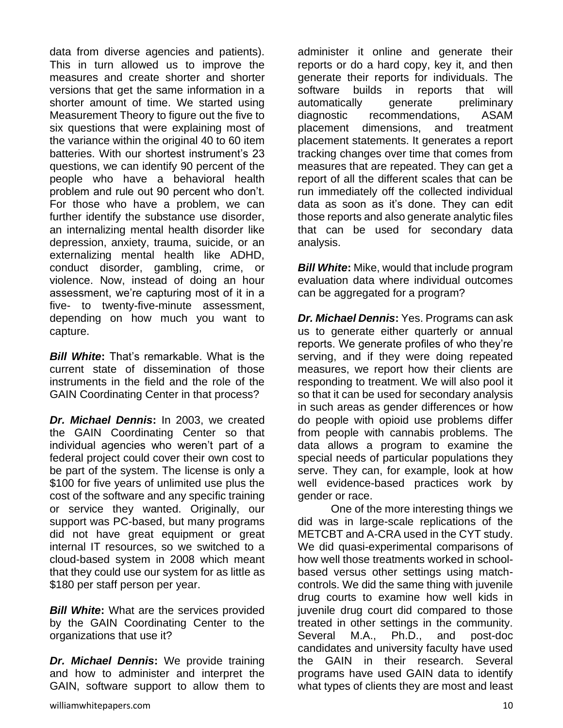data from diverse agencies and patients). This in turn allowed us to improve the measures and create shorter and shorter versions that get the same information in a shorter amount of time. We started using Measurement Theory to figure out the five to six questions that were explaining most of the variance within the original 40 to 60 item batteries. With our shortest instrument's 23 questions, we can identify 90 percent of the people who have a behavioral health problem and rule out 90 percent who don't. For those who have a problem, we can further identify the substance use disorder, an internalizing mental health disorder like depression, anxiety, trauma, suicide, or an externalizing mental health like ADHD, conduct disorder, gambling, crime, or violence. Now, instead of doing an hour assessment, we're capturing most of it in a five- to twenty-five-minute assessment, depending on how much you want to capture.

***Bill White*:** That's remarkable. What is the current state of dissemination of those instruments in the field and the role of the GAIN Coordinating Center in that process?

***Dr. Michael Dennis*:** In 2003, we created the GAIN Coordinating Center so that individual agencies who weren't part of a federal project could cover their own cost to be part of the system. The license is only a $100 for five years of unlimited use plus the cost of the software and any specific training or service they wanted. Originally, our support was PC-based, but many programs did not have great equipment or great internal IT resources, so we switched to a cloud-based system in 2008 which meant that they could use our system for as little as $180 per staff person per year.

***Bill White*:** What are the services provided by the GAIN Coordinating Center to the organizations that use it?

***Dr. Michael Dennis*:** We provide training and how to administer and interpret the GAIN, software support to allow them to administer it online and generate their reports or do a hard copy, key it, and then generate their reports for individuals. The software builds in reports that will automatically generate preliminary diagnostic recommendations, ASAM placement dimensions, and treatment placement statements. It generates a report tracking changes over time that comes from measures that are repeated. They can get a report of all the different scales that can be run immediately off the collected individual data as soon as it's done. They can edit those reports and also generate analytic files that can be used for secondary data analysis.

***Bill White*:** Mike, would that include program evaluation data where individual outcomes can be aggregated for a program?

***Dr. Michael Dennis*:** Yes. Programs can ask us to generate either quarterly or annual reports. We generate profiles of who they're serving, and if they were doing repeated measures, we report how their clients are responding to treatment. We will also pool it so that it can be used for secondary analysis in such areas as gender differences or how do people with opioid use problems differ from people with cannabis problems. The data allows a program to examine the special needs of particular populations they serve. They can, for example, look at how well evidence-based practices work by gender or race.

One of the more interesting things we did was in large-scale replications of the METCBT and A-CRA used in the CYT study. We did quasi-experimental comparisons of how well those treatments worked in school-based versus other settings using match-controls. We did the same thing with juvenile drug courts to examine how well kids in juvenile drug court did compared to those treated in other settings in the community. Several M.A., Ph.D., and post-doc candidates and university faculty have used the GAIN in their research. Several programs have used GAIN data to identify what types of clients they are most and least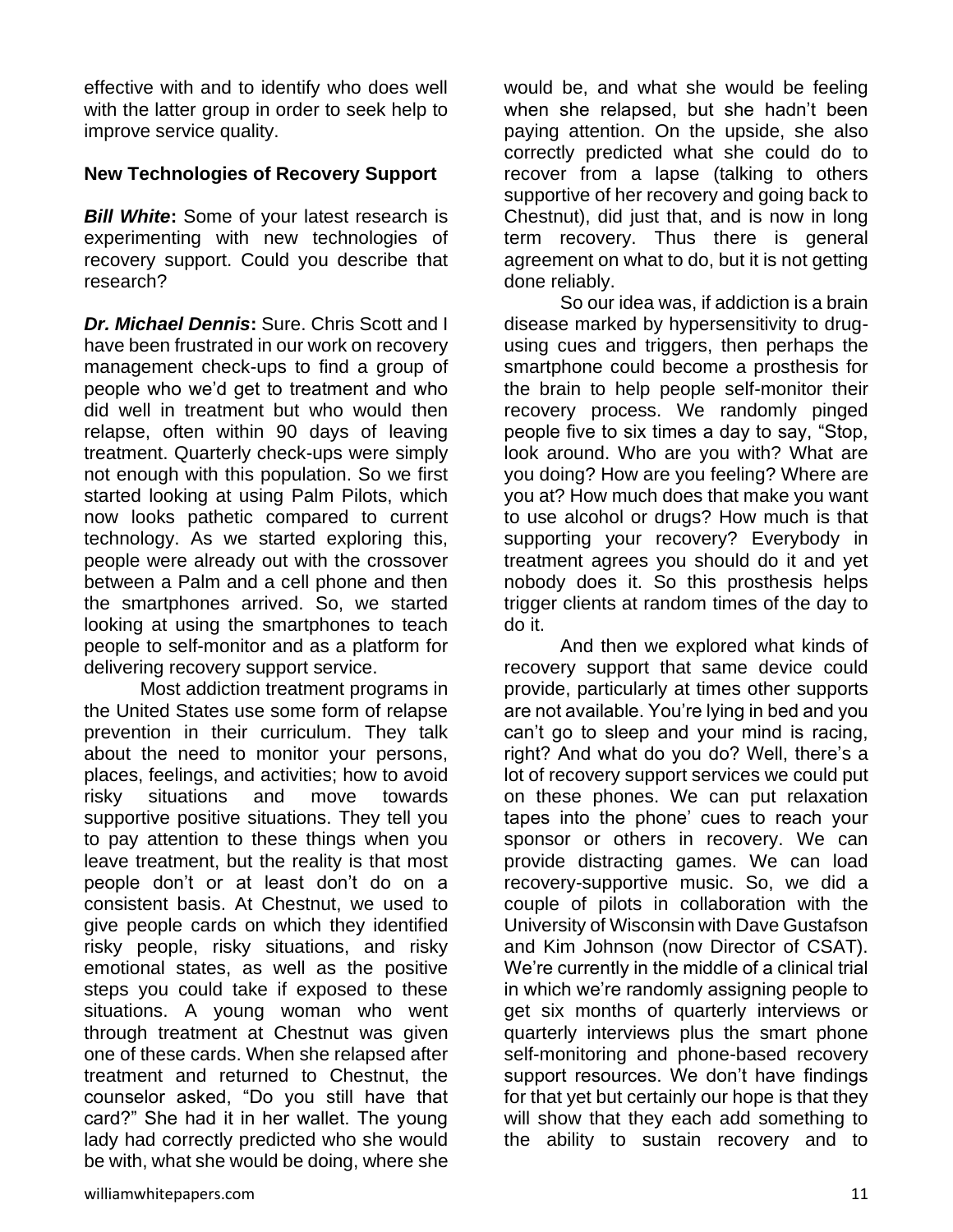effective with and to identify who does well with the latter group in order to seek help to improve service quality.

**New Technologies of Recovery Support**

***Bill White*:** Some of your latest research is experimenting with new technologies of recovery support. Could you describe that research?

***Dr. Michael Dennis*:** Sure. Chris Scott and I have been frustrated in our work on recovery management check-ups to find a group of people who we'd get to treatment and who did well in treatment but who would then relapse, often within 90 days of leaving treatment. Quarterly check-ups were simply not enough with this population. So we first started looking at using Palm Pilots, which now looks pathetic compared to current technology. As we started exploring this, people were already out with the crossover between a Palm and a cell phone and then the smartphones arrived. So, we started looking at using the smartphones to teach people to self-monitor and as a platform for delivering recovery support service.

Most addiction treatment programs in the United States use some form of relapse prevention in their curriculum. They talk about the need to monitor your persons, places, feelings, and activities; how to avoid risky situations and move towards supportive positive situations. They tell you to pay attention to these things when you leave treatment, but the reality is that most people don't or at least don't do on a consistent basis. At Chestnut, we used to give people cards on which they identified risky people, risky situations, and risky emotional states, as well as the positive steps you could take if exposed to these situations. A young woman who went through treatment at Chestnut was given one of these cards. When she relapsed after treatment and returned to Chestnut, the counselor asked, "Do you still have that card?" She had it in her wallet. The young lady had correctly predicted who she would be with, what she would be doing, where she would be, and what she would be feeling when she relapsed, but she hadn't been paying attention. On the upside, she also correctly predicted what she could do to recover from a lapse (talking to others supportive of her recovery and going back to Chestnut), did just that, and is now in long term recovery. Thus there is general agreement on what to do, but it is not getting done reliably.

So our idea was, if addiction is a brain disease marked by hypersensitivity to drug-using cues and triggers, then perhaps the smartphone could become a prosthesis for the brain to help people self-monitor their recovery process. We randomly pinged people five to six times a day to say, "Stop, look around. Who are you with? What are you doing? How are you feeling? Where are you at? How much does that make you want to use alcohol or drugs? How much is that supporting your recovery? Everybody in treatment agrees you should do it and yet nobody does it. So this prosthesis helps trigger clients at random times of the day to do it.

And then we explored what kinds of recovery support that same device could provide, particularly at times other supports are not available. You're lying in bed and you can't go to sleep and your mind is racing, right? And what do you do? Well, there's a lot of recovery support services we could put on these phones. We can put relaxation tapes into the phone' cues to reach your sponsor or others in recovery. We can provide distracting games. We can load recovery-supportive music. So, we did a couple of pilots in collaboration with the University of Wisconsin with Dave Gustafson and Kim Johnson (now Director of CSAT). We're currently in the middle of a clinical trial in which we're randomly assigning people to get six months of quarterly interviews or quarterly interviews plus the smart phone self-monitoring and phone-based recovery support resources. We don't have findings for that yet but certainly our hope is that they will show that they each add something to the ability to sustain recovery and to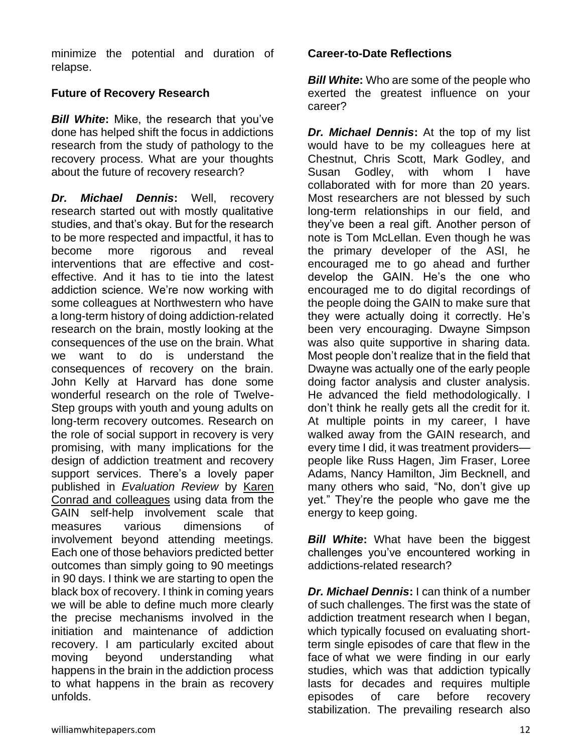minimize the potential and duration of relapse.

## Future of Recovery Research

***Bill White*:** Mike, the research that you've done has helped shift the focus in addictions research from the study of pathology to the recovery process. What are your thoughts about the future of recovery research?

***Dr. Michael Dennis*:** Well, recovery research started out with mostly qualitative studies, and that's okay. But for the research to be more respected and impactful, it has to become more rigorous and reveal interventions that are effective and cost-effective. And it has to tie into the latest addiction science. We're now working with some colleagues at Northwestern who have a long-term history of doing addiction-related research on the brain, mostly looking at the consequences of the use on the brain. What we want to do is understand the consequences of recovery on the brain. John Kelly at Harvard has done some wonderful research on the role of Twelve-Step groups with youth and young adults on long-term recovery outcomes. Research on the role of social support in recovery is very promising, with many implications for the design of addiction treatment and recovery support services. There's a lovely paper published in *Evaluation Review* by Karen Conrad and colleagues using data from the GAIN self-help involvement scale that measures various dimensions of involvement beyond attending meetings. Each one of those behaviors predicted better outcomes than simply going to 90 meetings in 90 days. I think we are starting to open the black box of recovery. I think in coming years we will be able to define much more clearly the precise mechanisms involved in the initiation and maintenance of addiction recovery. I am particularly excited about moving beyond understanding what happens in the brain in the addiction process to what happens in the brain as recovery unfolds.

## Career-to-Date Reflections

***Bill White*:** Who are some of the people who exerted the greatest influence on your career?

***Dr. Michael Dennis*:** At the top of my list would have to be my colleagues here at Chestnut, Chris Scott, Mark Godley, and Susan Godley, with whom I have collaborated with for more than 20 years. Most researchers are not blessed by such long-term relationships in our field, and they've been a real gift. Another person of note is Tom McLellan. Even though he was the primary developer of the ASI, he encouraged me to go ahead and further develop the GAIN. He's the one who encouraged me to do digital recordings of the people doing the GAIN to make sure that they were actually doing it correctly. He's been very encouraging. Dwayne Simpson was also quite supportive in sharing data. Most people don't realize that in the field that Dwayne was actually one of the early people doing factor analysis and cluster analysis. He advanced the field methodologically. I don't think he really gets all the credit for it. At multiple points in my career, I have walked away from the GAIN research, and every time I did, it was treatment providers—people like Russ Hagen, Jim Fraser, Loree Adams, Nancy Hamilton, Jim Becknell, and many others who said, "No, don't give up yet." They're the people who gave me the energy to keep going.

***Bill White*:** What have been the biggest challenges you've encountered working in addictions-related research?

***Dr. Michael Dennis*:** I can think of a number of such challenges. The first was the state of addiction treatment research when I began, which typically focused on evaluating short-term single episodes of care that flew in the face of what we were finding in our early studies, which was that addiction typically lasts for decades and requires multiple episodes of care before recovery stabilization. The prevailing research also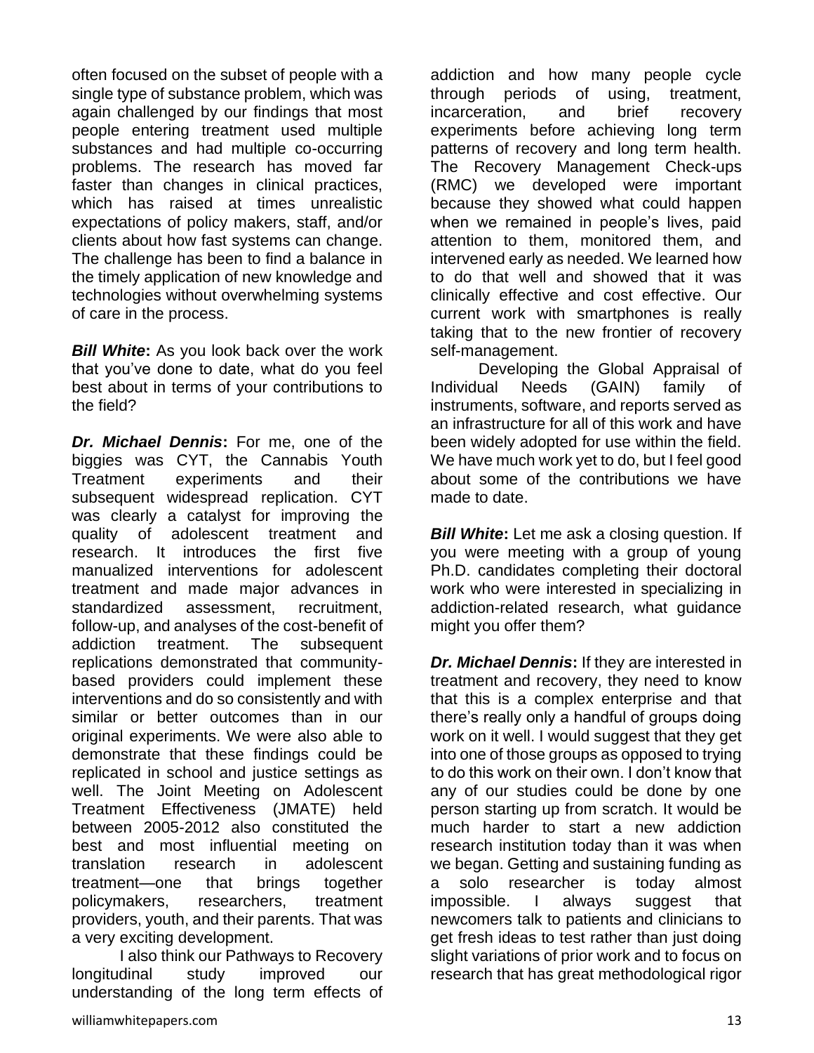often focused on the subset of people with a single type of substance problem, which was again challenged by our findings that most people entering treatment used multiple substances and had multiple co-occurring problems. The research has moved far faster than changes in clinical practices, which has raised at times unrealistic expectations of policy makers, staff, and/or clients about how fast systems can change. The challenge has been to find a balance in the timely application of new knowledge and technologies without overwhelming systems of care in the process.

***Bill White*:** As you look back over the work that you've done to date, what do you feel best about in terms of your contributions to the field?

***Dr. Michael Dennis*:** For me, one of the biggies was CYT, the Cannabis Youth Treatment experiments and their subsequent widespread replication. CYT was clearly a catalyst for improving the quality of adolescent treatment and research. It introduces the first five manualized interventions for adolescent treatment and made major advances in standardized assessment, recruitment, follow-up, and analyses of the cost-benefit of addiction treatment. The subsequent replications demonstrated that community-based providers could implement these interventions and do so consistently and with similar or better outcomes than in our original experiments. We were also able to demonstrate that these findings could be replicated in school and justice settings as well. The Joint Meeting on Adolescent Treatment Effectiveness (JMATE) held between 2005-2012 also constituted the best and most influential meeting on translation research in adolescent treatment—one that brings together policymakers, researchers, treatment providers, youth, and their parents. That was a very exciting development.

I also think our Pathways to Recovery longitudinal study improved our understanding of the long term effects of addiction and how many people cycle through periods of using, treatment, incarceration, and brief recovery experiments before achieving long term patterns of recovery and long term health. The Recovery Management Check-ups (RMC) we developed were important because they showed what could happen when we remained in people's lives, paid attention to them, monitored them, and intervened early as needed. We learned how to do that well and showed that it was clinically effective and cost effective. Our current work with smartphones is really taking that to the new frontier of recovery self-management.

Developing the Global Appraisal of Individual Needs (GAIN) family of instruments, software, and reports served as an infrastructure for all of this work and have been widely adopted for use within the field. We have much work yet to do, but I feel good about some of the contributions we have made to date.

***Bill White*:** Let me ask a closing question. If you were meeting with a group of young Ph.D. candidates completing their doctoral work who were interested in specializing in addiction-related research, what guidance might you offer them?

***Dr. Michael Dennis*:** If they are interested in treatment and recovery, they need to know that this is a complex enterprise and that there's really only a handful of groups doing work on it well. I would suggest that they get into one of those groups as opposed to trying to do this work on their own. I don't know that any of our studies could be done by one person starting up from scratch. It would be much harder to start a new addiction research institution today than it was when we began. Getting and sustaining funding as a solo researcher is today almost impossible. I always suggest that newcomers talk to patients and clinicians to get fresh ideas to test rather than just doing slight variations of prior work and to focus on research that has great methodological rigor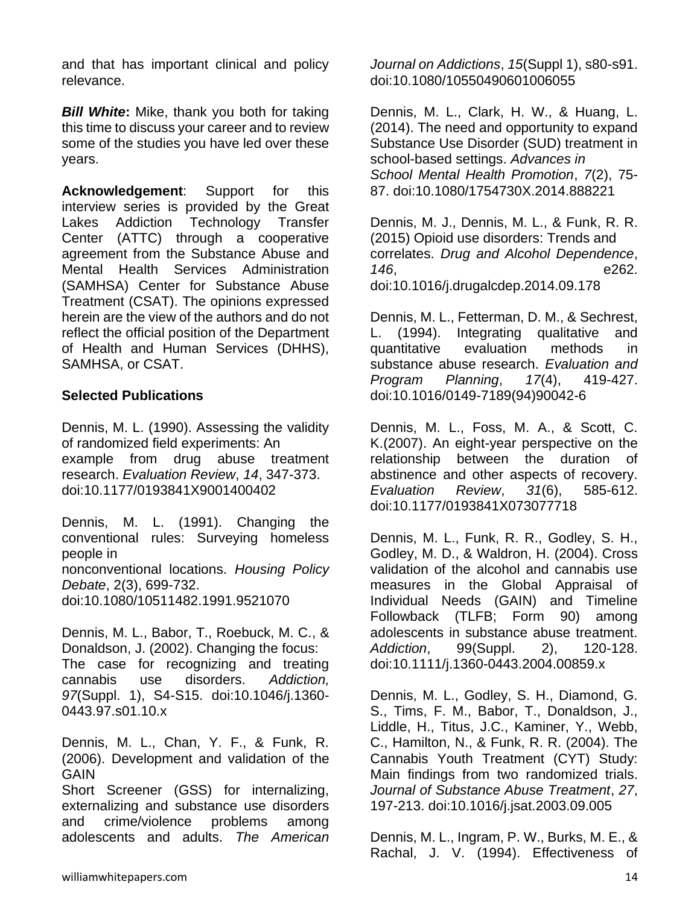and that has important clinical and policy relevance.

***Bill White*:** Mike, thank you both for taking this time to discuss your career and to review some of the studies you have led over these years.

**Acknowledgement**: Support for this interview series is provided by the Great Lakes Addiction Technology Transfer Center (ATTC) through a cooperative agreement from the Substance Abuse and Mental Health Services Administration (SAMHSA) Center for Substance Abuse Treatment (CSAT). The opinions expressed herein are the view of the authors and do not reflect the official position of the Department of Health and Human Services (DHHS), SAMHSA, or CSAT.

**Selected Publications**

Dennis, M. L. (1990). Assessing the validity of randomized field experiments: An example from drug abuse treatment research. *Evaluation Review*, *14*, 347-373. doi:10.1177/0193841X9001400402

Dennis, M. L. (1991). Changing the conventional rules: Surveying homeless people in nonconventional locations. *Housing Policy Debate*, 2(3), 699-732. doi:10.1080/10511482.1991.9521070

Dennis, M. L., Babor, T., Roebuck, M. C., & Donaldson, J. (2002). Changing the focus: The case for recognizing and treating cannabis use disorders. *Addiction, 97*(Suppl. 1), S4-S15. doi:10.1046/j.1360-0443.97.s01.10.x

Dennis, M. L., Chan, Y. F., & Funk, R. (2006). Development and validation of the GAIN Short Screener (GSS) for internalizing, externalizing and substance use disorders and crime/violence problems among adolescents and adults. *The American Journal on Addictions*, *15*(Suppl 1), s80-s91. doi:10.1080/10550490601006055

Dennis, M. L., Clark, H. W., & Huang, L. (2014). The need and opportunity to expand Substance Use Disorder (SUD) treatment in school-based settings. *Advances in School Mental Health Promotion*, *7*(2), 75-87. doi:10.1080/1754730X.2014.888221

Dennis, M. J., Dennis, M. L., & Funk, R. R. (2015) Opioid use disorders: Trends and correlates. *Drug and Alcohol Dependence*, *146*, e262. doi:10.1016/j.drugalcdep.2014.09.178

Dennis, M. L., Fetterman, D. M., & Sechrest, L. (1994). Integrating qualitative and quantitative evaluation methods in substance abuse research. *Evaluation and Program Planning*, *17*(4), 419-427. doi:10.1016/0149-7189(94)90042-6

Dennis, M. L., Foss, M. A., & Scott, C. K.(2007). An eight-year perspective on the relationship between the duration of abstinence and other aspects of recovery. *Evaluation Review*, *31*(6), 585-612. doi:10.1177/0193841X073077718

Dennis, M. L., Funk, R. R., Godley, S. H., Godley, M. D., & Waldron, H. (2004). Cross validation of the alcohol and cannabis use measures in the Global Appraisal of Individual Needs (GAIN) and Timeline Followback (TLFB; Form 90) among adolescents in substance abuse treatment. *Addiction*, 99(Suppl. 2), 120-128. doi:10.1111/j.1360-0443.2004.00859.x

Dennis, M. L., Godley, S. H., Diamond, G. S., Tims, F. M., Babor, T., Donaldson, J., Liddle, H., Titus, J.C., Kaminer, Y., Webb, C., Hamilton, N., & Funk, R. R. (2004). The Cannabis Youth Treatment (CYT) Study: Main findings from two randomized trials. *Journal of Substance Abuse Treatment*, *27*, 197-213. doi:10.1016/j.jsat.2003.09.005

Dennis, M. L., Ingram, P. W., Burks, M. E., & Rachal, J. V. (1994). Effectiveness of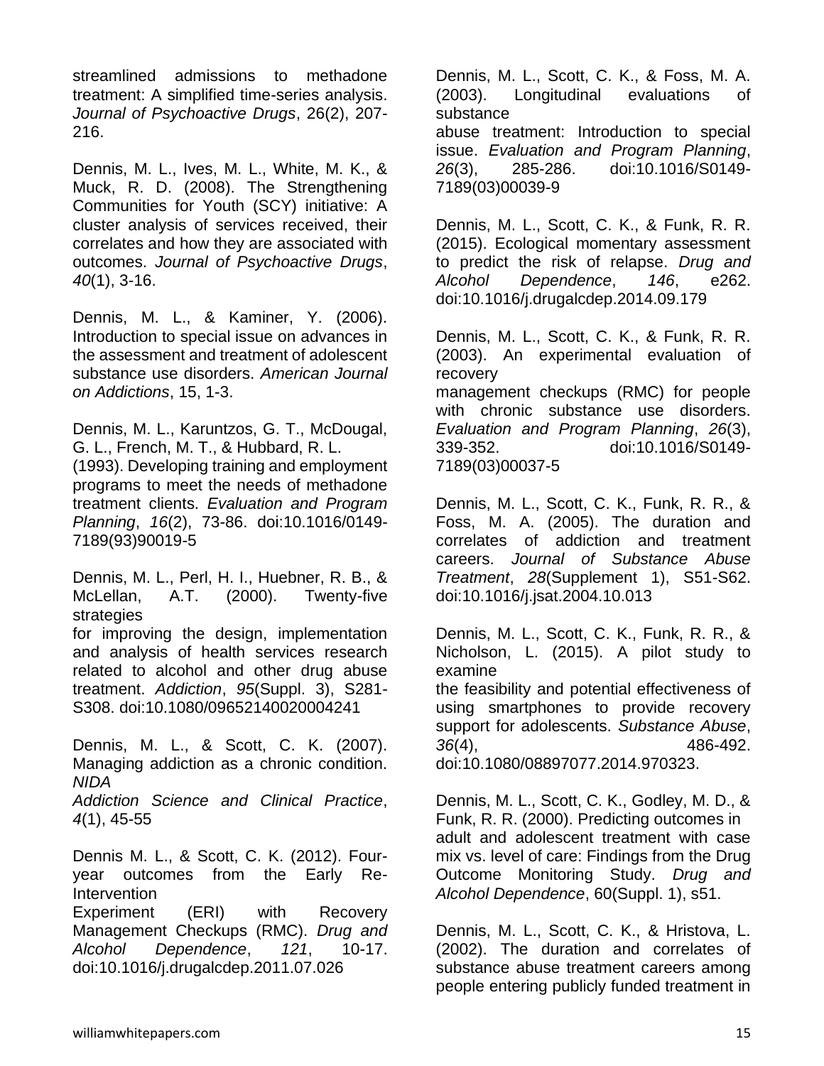streamlined admissions to methadone treatment: A simplified time-series analysis. *Journal of Psychoactive Drugs*, 26(2), 207-216.

Dennis, M. L., Ives, M. L., White, M. K., & Muck, R. D. (2008). The Strengthening Communities for Youth (SCY) initiative: A cluster analysis of services received, their correlates and how they are associated with outcomes. *Journal of Psychoactive Drugs*, *40*(1), 3-16.

Dennis, M. L., & Kaminer, Y. (2006). Introduction to special issue on advances in the assessment and treatment of adolescent substance use disorders. *American Journal on Addictions*, 15, 1-3.

Dennis, M. L., Karuntzos, G. T., McDougal, G. L., French, M. T., & Hubbard, R. L. (1993). Developing training and employment programs to meet the needs of methadone treatment clients. *Evaluation and Program Planning*, *16*(2), 73-86. doi:10.1016/0149-7189(93)90019-5

Dennis, M. L., Perl, H. I., Huebner, R. B., & McLellan, A.T. (2000). Twenty-five strategies for improving the design, implementation and analysis of health services research related to alcohol and other drug abuse treatment. *Addiction*, *95*(Suppl. 3), S281-S308. doi:10.1080/09652140020004241

Dennis, M. L., & Scott, C. K. (2007). Managing addiction as a chronic condition. *NIDA Addiction Science and Clinical Practice*, *4*(1), 45-55

Dennis M. L., & Scott, C. K. (2012). Four-year outcomes from the Early Re-Intervention Experiment (ERI) with Recovery Management Checkups (RMC). *Drug and Alcohol Dependence*, *121*, 10-17. doi:10.1016/j.drugalcdep.2011.07.026

Dennis, M. L., Scott, C. K., & Foss, M. A. (2003). Longitudinal evaluations of substance abuse treatment: Introduction to special issue. *Evaluation and Program Planning*, *26*(3), 285-286. doi:10.1016/S0149-7189(03)00039-9

Dennis, M. L., Scott, C. K., & Funk, R. R. (2015). Ecological momentary assessment to predict the risk of relapse. *Drug and Alcohol Dependence*, *146*, e262. doi:10.1016/j.drugalcdep.2014.09.179

Dennis, M. L., Scott, C. K., & Funk, R. R. (2003). An experimental evaluation of recovery management checkups (RMC) for people with chronic substance use disorders. *Evaluation and Program Planning*, *26*(3), 339-352. doi:10.1016/S0149-7189(03)00037-5

Dennis, M. L., Scott, C. K., Funk, R. R., & Foss, M. A. (2005). The duration and correlates of addiction and treatment careers. *Journal of Substance Abuse Treatment*, *28*(Supplement 1), S51-S62. doi:10.1016/j.jsat.2004.10.013

Dennis, M. L., Scott, C. K., Funk, R. R., & Nicholson, L. (2015). A pilot study to examine the feasibility and potential effectiveness of using smartphones to provide recovery support for adolescents. *Substance Abuse*, *36*(4), 486-492. doi:10.1080/08897077.2014.970323.

Dennis, M. L., Scott, C. K., Godley, M. D., & Funk, R. R. (2000). Predicting outcomes in adult and adolescent treatment with case mix vs. level of care: Findings from the Drug Outcome Monitoring Study. *Drug and Alcohol Dependence*, 60(Suppl. 1), s51.

Dennis, M. L., Scott, C. K., & Hristova, L. (2002). The duration and correlates of substance abuse treatment careers among people entering publicly funded treatment in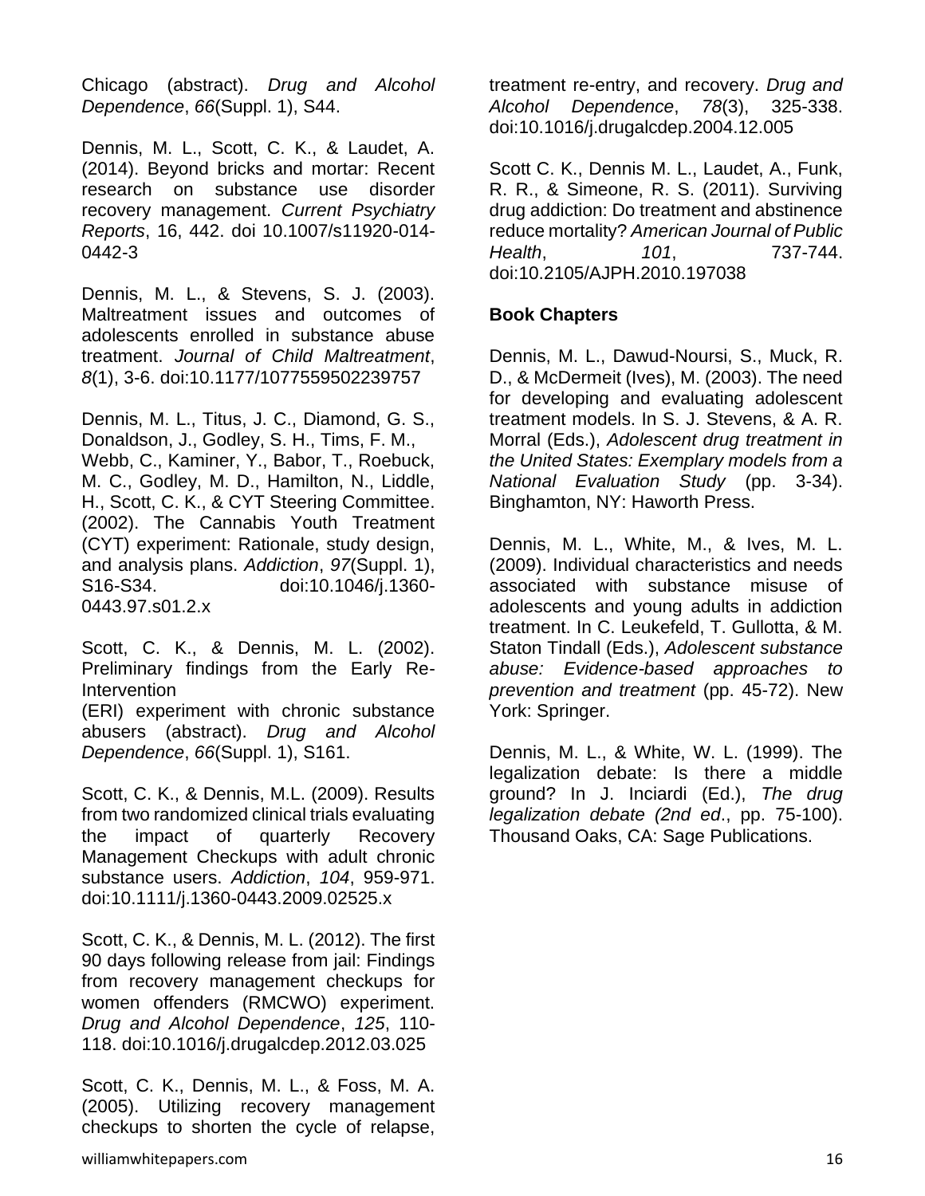Chicago (abstract). *Drug and Alcohol Dependence*, *66*(Suppl. 1), S44.

Dennis, M. L., Scott, C. K., & Laudet, A. (2014). Beyond bricks and mortar: Recent research on substance use disorder recovery management. *Current Psychiatry Reports*, 16, 442. doi 10.1007/s11920-014-0442-3

Dennis, M. L., & Stevens, S. J. (2003). Maltreatment issues and outcomes of adolescents enrolled in substance abuse treatment. *Journal of Child Maltreatment*, *8*(1), 3-6. doi:10.1177/1077559502239757

Dennis, M. L., Titus, J. C., Diamond, G. S., Donaldson, J., Godley, S. H., Tims, F. M., Webb, C., Kaminer, Y., Babor, T., Roebuck, M. C., Godley, M. D., Hamilton, N., Liddle, H., Scott, C. K., & CYT Steering Committee. (2002). The Cannabis Youth Treatment (CYT) experiment: Rationale, study design, and analysis plans. *Addiction*, *97*(Suppl. 1), S16-S34. doi:10.1046/j.1360-0443.97.s01.2.x

Scott, C. K., & Dennis, M. L. (2002). Preliminary findings from the Early Re-Intervention (ERI) experiment with chronic substance abusers (abstract). *Drug and Alcohol Dependence*, *66*(Suppl. 1), S161.

Scott, C. K., & Dennis, M.L. (2009). Results from two randomized clinical trials evaluating the impact of quarterly Recovery Management Checkups with adult chronic substance users. *Addiction*, *104*, 959-971. doi:10.1111/j.1360-0443.2009.02525.x

Scott, C. K., & Dennis, M. L. (2012). The first 90 days following release from jail: Findings from recovery management checkups for women offenders (RMCWO) experiment. *Drug and Alcohol Dependence*, *125*, 110-118. doi:10.1016/j.drugalcdep.2012.03.025

Scott, C. K., Dennis, M. L., & Foss, M. A. (2005). Utilizing recovery management checkups to shorten the cycle of relapse, treatment re-entry, and recovery. *Drug and Alcohol Dependence*, *78*(3), 325-338. doi:10.1016/j.drugalcdep.2004.12.005

Scott C. K., Dennis M. L., Laudet, A., Funk, R. R., & Simeone, R. S. (2011). Surviving drug addiction: Do treatment and abstinence reduce mortality? *American Journal of Public Health*, *101*, 737-744. doi:10.2105/AJPH.2010.197038

**Book Chapters**

Dennis, M. L., Dawud-Noursi, S., Muck, R. D., & McDermeit (Ives), M. (2003). The need for developing and evaluating adolescent treatment models. In S. J. Stevens, & A. R. Morral (Eds.), *Adolescent drug treatment in the United States: Exemplary models from a National Evaluation Study* (pp. 3-34). Binghamton, NY: Haworth Press.

Dennis, M. L., White, M., & Ives, M. L. (2009). Individual characteristics and needs associated with substance misuse of adolescents and young adults in addiction treatment. In C. Leukefeld, T. Gullotta, & M. Staton Tindall (Eds.), *Adolescent substance abuse: Evidence-based approaches to prevention and treatment* (pp. 45-72). New York: Springer.

Dennis, M. L., & White, W. L. (1999). The legalization debate: Is there a middle ground? In J. Inciardi (Ed.), *The drug legalization debate (2nd ed*., pp. 75-100). Thousand Oaks, CA: Sage Publications.